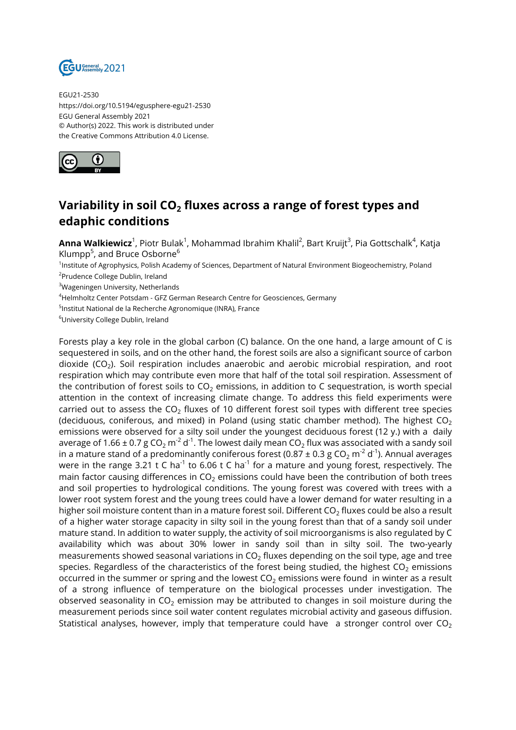EGU21-2530
https://doi.org/10.5194/egusphere-egu21-2530
EGU General Assembly 2021
© Author(s) 2022. This work is distributed under
the Creative Commons Attribution 4.0 License.

# Variability in soil $CO_2$ fluxes across a range of forest types and edaphic conditions

**Anna Walkiewicz**[1], Piotr Bulak[1], Mohammad Ibrahim Khalil[2], Bart Kruijt[3], Pia Gottschalk[4], Katja Klumpp[5], and Bruce Osborne[6]

[1]Institute of Agrophysics, Polish Academy of Sciences, Department of Natural Environment Biogeochemistry, Poland
[2]Prudence College Dublin, Ireland
[3]Wageningen University, Netherlands
[4]Helmholtz Center Potsdam - GFZ German Research Centre for Geosciences, Germany
[5]Institut National de la Recherche Agronomique (INRA), France
[6]University College Dublin, Ireland

Forests play a key role in the global carbon (C) balance. On the one hand, a large amount of C is sequestered in soils, and on the other hand, the forest soils are also a significant source of carbon dioxide ($CO_2$). Soil respiration includes anaerobic and aerobic microbial respiration, and root respiration which may contribute even more that half of the total soil respiration. Assessment of the contribution of forest soils to $CO_2$ emissions, in addition to C sequestration, is worth special attention in the context of increasing climate change. To address this field experiments were carried out to assess the $CO_2$ fluxes of 10 different forest soil types with different tree species (deciduous, coniferous, and mixed) in Poland (using static chamber method). The highest $CO_2$ emissions were observed for a silty soil under the youngest deciduous forest (12 y.) with a daily average of 1.66 ± 0.7 g $CO_2$ $m^{-2}$ $d^{-1}$. The lowest daily mean $CO_2$ flux was associated with a sandy soil in a mature stand of a predominantly coniferous forest (0.87 ± 0.3 g $CO_2$ $m^{-2}$ $d^{-1}$). Annual averages were in the range 3.21 t C $ha^{-1}$ to 6.06 t C $ha^{-1}$ for a mature and young forest, respectively. The main factor causing differences in $CO_2$ emissions could have been the contribution of both trees and soil properties to hydrological conditions. The young forest was covered with trees with a lower root system forest and the young trees could have a lower demand for water resulting in a higher soil moisture content than in a mature forest soil. Different $CO_2$ fluxes could be also a result of a higher water storage capacity in silty soil in the young forest than that of a sandy soil under mature stand. In addition to water supply, the activity of soil microorganisms is also regulated by C availability which was about 30% lower in sandy soil than in silty soil. The two-yearly measurements showed seasonal variations in $CO_2$ fluxes depending on the soil type, age and tree species. Regardless of the characteristics of the forest being studied, the highest $CO_2$ emissions occurred in the summer or spring and the lowest $CO_2$ emissions were found in winter as a result of a strong influence of temperature on the biological processes under investigation. The observed seasonality in $CO_2$ emission may be attributed to changes in soil moisture during the measurement periods since soil water content regulates microbial activity and gaseous diffusion. Statistical analyses, however, imply that temperature could have a stronger control over $CO_2$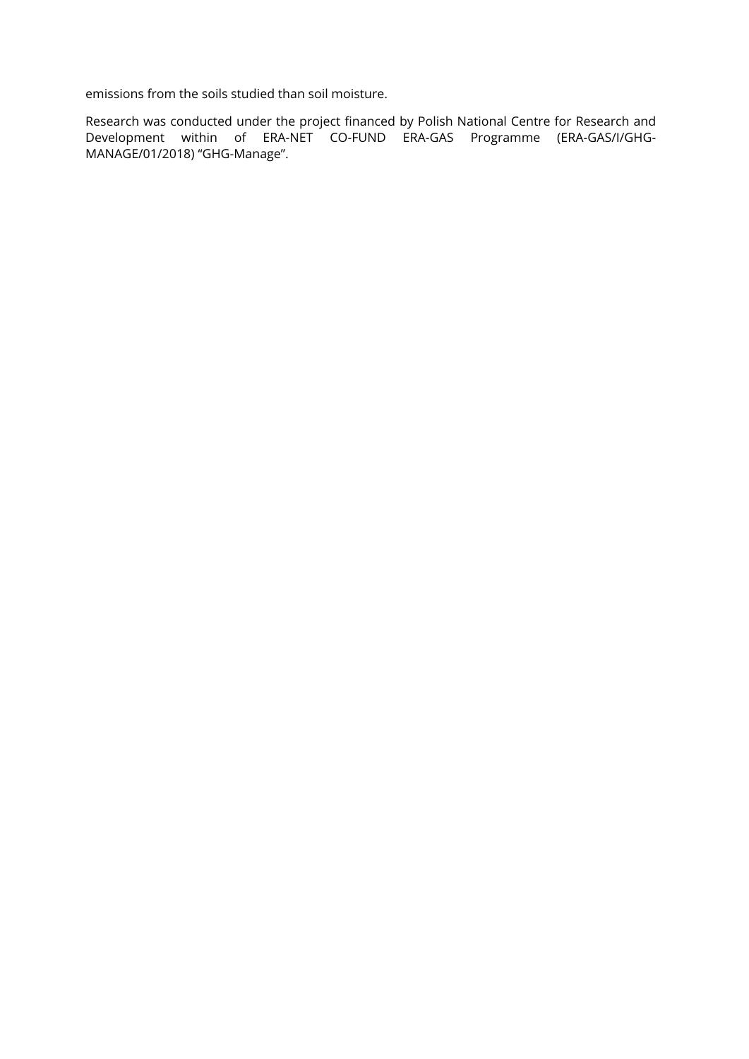emissions from the soils studied than soil moisture.

Research was conducted under the project financed by Polish National Centre for Research and Development within of ERA-NET CO-FUND ERA-GAS Programme (ERA-GAS/I/GHG-MANAGE/01/2018) "GHG-Manage".